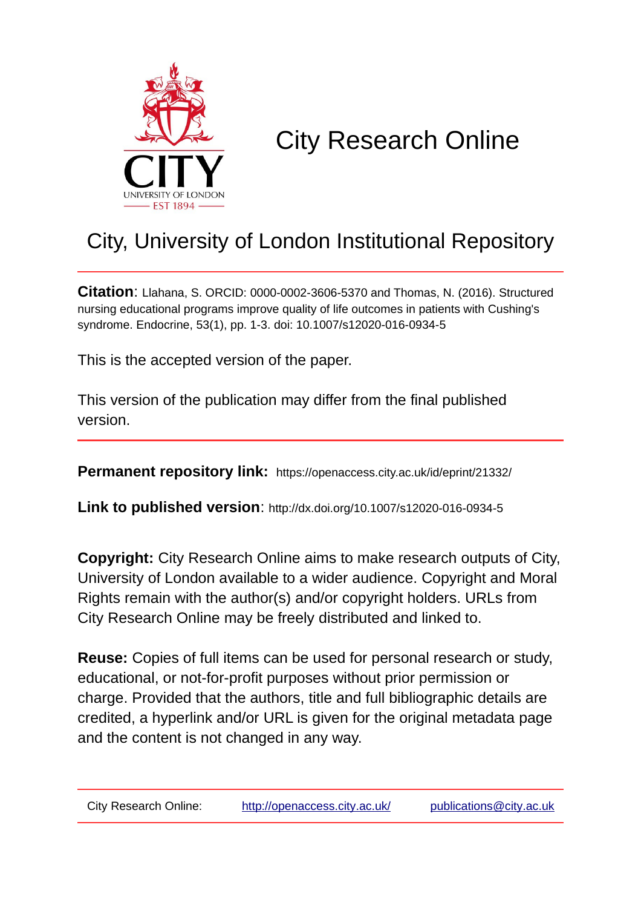# City Research Online

## City, University of London Institutional Repository

**Citation**: Llahana, S. ORCID: 0000-0002-3606-5370 and Thomas, N. (2016). Structured nursing educational programs improve quality of life outcomes in patients with Cushing's syndrome. Endocrine, 53(1), pp. 1-3. doi: 10.1007/s12020-016-0934-5

This is the accepted version of the paper.

This version of the publication may differ from the final published version.

**Permanent repository link:** https://openaccess.city.ac.uk/id/eprint/21332/

**Link to published version**: http://dx.doi.org/10.1007/s12020-016-0934-5

**Copyright:** City Research Online aims to make research outputs of City, University of London available to a wider audience. Copyright and Moral Rights remain with the author(s) and/or copyright holders. URLs from City Research Online may be freely distributed and linked to.

**Reuse:** Copies of full items can be used for personal research or study, educational, or not-for-profit purposes without prior permission or charge. Provided that the authors, title and full bibliographic details are credited, a hyperlink and/or URL is given for the original metadata page and the content is not changed in any way.

City Research Online: http://openaccess.city.ac.uk/ publications@city.ac.uk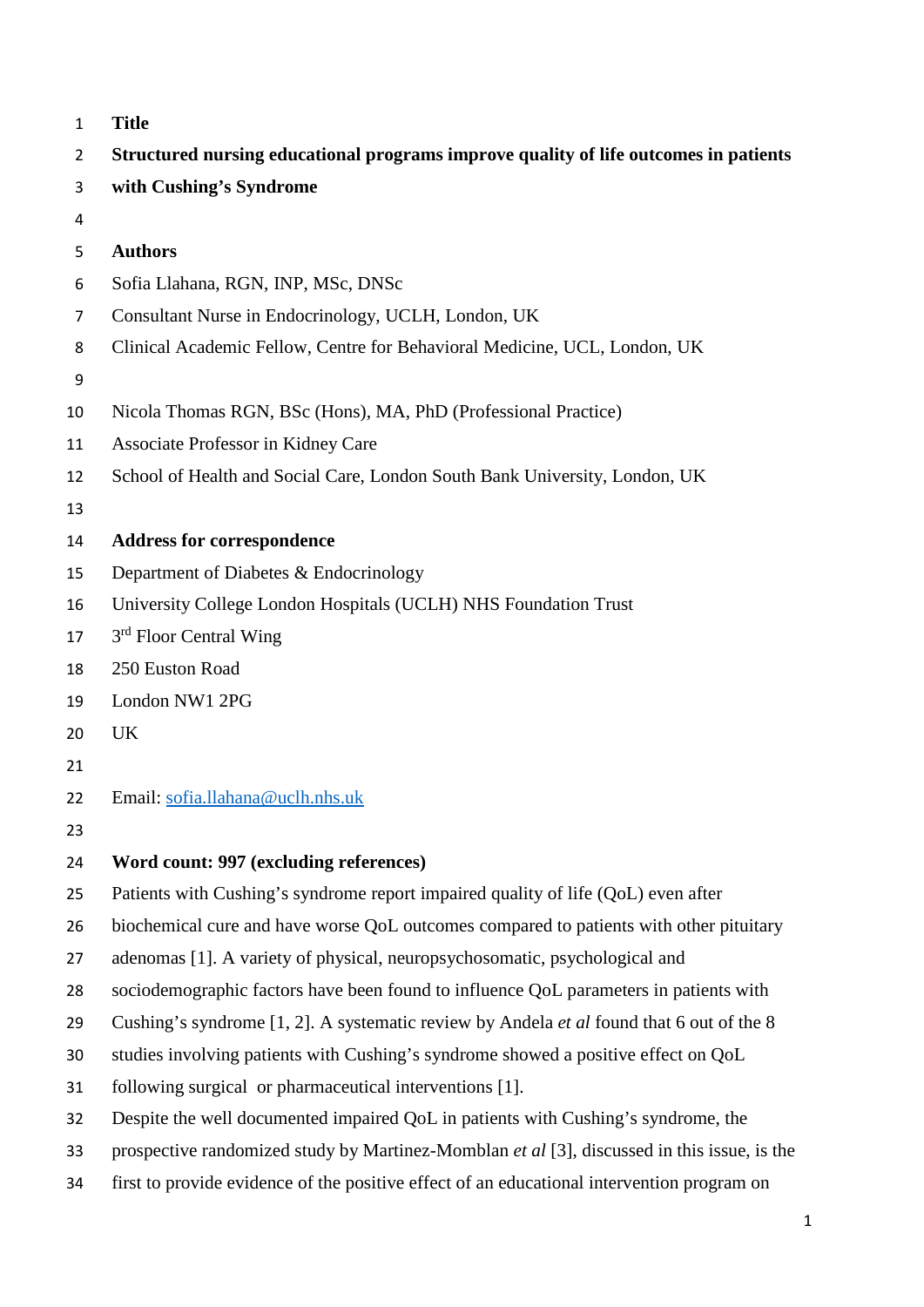**Title**

**Structured nursing educational programs improve quality of life outcomes in patients with Cushing's Syndrome**

**Authors**

Sofia Llahana, RGN, INP, MSc, DNSc

Consultant Nurse in Endocrinology, UCLH, London, UK

Clinical Academic Fellow, Centre for Behavioral Medicine, UCL, London, UK

Nicola Thomas RGN, BSc (Hons), MA, PhD (Professional Practice)

Associate Professor in Kidney Care

School of Health and Social Care, London South Bank University, London, UK

**Address for correspondence**

Department of Diabetes & Endocrinology

University College London Hospitals (UCLH) NHS Foundation Trust

3rd Floor Central Wing

250 Euston Road

London NW1 2PG

UK

Email: sofia.llahana@uclh.nhs.uk

**Word count: 997 (excluding references)**

Patients with Cushing's syndrome report impaired quality of life (QoL) even after biochemical cure and have worse QoL outcomes compared to patients with other pituitary adenomas [1]. A variety of physical, neuropsychosomatic, psychological and sociodemographic factors have been found to influence QoL parameters in patients with Cushing's syndrome [1, 2]. A systematic review by Andela *et al* found that 6 out of the 8 studies involving patients with Cushing's syndrome showed a positive effect on QoL following surgical or pharmaceutical interventions [1].

Despite the well documented impaired QoL in patients with Cushing's syndrome, the prospective randomized study by Martinez-Momblan *et al* [3], discussed in this issue, is the first to provide evidence of the positive effect of an educational intervention program on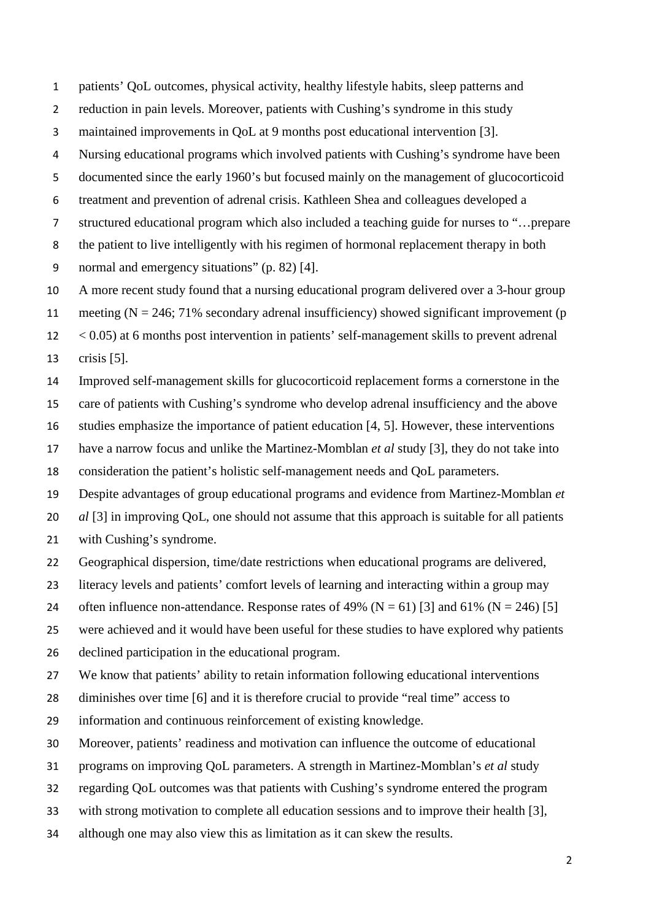patients' QoL outcomes, physical activity, healthy lifestyle habits, sleep patterns and reduction in pain levels. Moreover, patients with Cushing's syndrome in this study maintained improvements in QoL at 9 months post educational intervention [3].

Nursing educational programs which involved patients with Cushing's syndrome have been documented since the early 1960's but focused mainly on the management of glucocorticoid treatment and prevention of adrenal crisis. Kathleen Shea and colleagues developed a structured educational program which also included a teaching guide for nurses to "…prepare the patient to live intelligently with his regimen of hormonal replacement therapy in both normal and emergency situations" (p. 82) [4].

A more recent study found that a nursing educational program delivered over a 3-hour group meeting (N = 246; 71% secondary adrenal insufficiency) showed significant improvement ($p < 0.05$) at 6 months post intervention in patients' self-management skills to prevent adrenal crisis [5].

Improved self-management skills for glucocorticoid replacement forms a cornerstone in the care of patients with Cushing's syndrome who develop adrenal insufficiency and the above studies emphasize the importance of patient education [4, 5]. However, these interventions have a narrow focus and unlike the Martinez-Momblan *et al* study [3], they do not take into consideration the patient's holistic self-management needs and QoL parameters.

Despite advantages of group educational programs and evidence from Martinez-Momblan *et al* [3] in improving QoL, one should not assume that this approach is suitable for all patients with Cushing's syndrome.

Geographical dispersion, time/date restrictions when educational programs are delivered, literacy levels and patients' comfort levels of learning and interacting within a group may often influence non-attendance. Response rates of 49% (N = 61) [3] and 61% (N = 246) [5] were achieved and it would have been useful for these studies to have explored why patients declined participation in the educational program.

We know that patients' ability to retain information following educational interventions diminishes over time [6] and it is therefore crucial to provide "real time" access to information and continuous reinforcement of existing knowledge.

Moreover, patients' readiness and motivation can influence the outcome of educational programs on improving QoL parameters. A strength in Martinez-Momblan's *et al* study regarding QoL outcomes was that patients with Cushing's syndrome entered the program with strong motivation to complete all education sessions and to improve their health [3], although one may also view this as limitation as it can skew the results.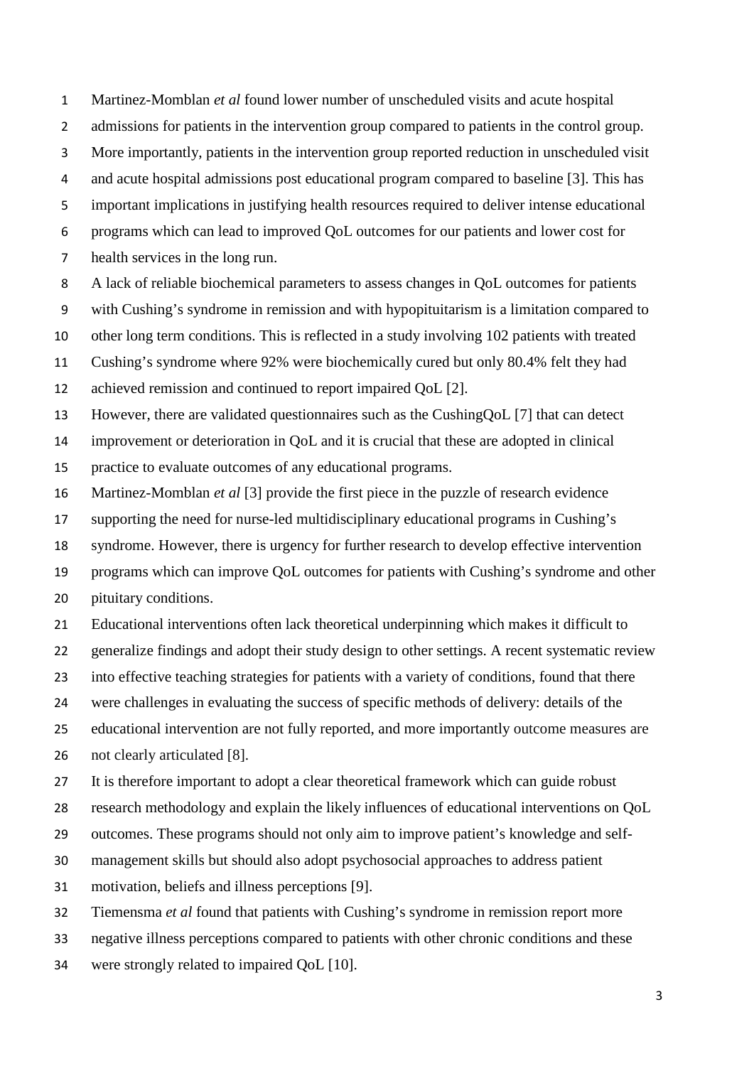Martinez-Momblan *et al* found lower number of unscheduled visits and acute hospital admissions for patients in the intervention group compared to patients in the control group. More importantly, patients in the intervention group reported reduction in unscheduled visit and acute hospital admissions post educational program compared to baseline [3]. This has important implications in justifying health resources required to deliver intense educational programs which can lead to improved QoL outcomes for our patients and lower cost for health services in the long run.

A lack of reliable biochemical parameters to assess changes in QoL outcomes for patients with Cushing's syndrome in remission and with hypopituitarism is a limitation compared to other long term conditions. This is reflected in a study involving 102 patients with treated Cushing's syndrome where 92% were biochemically cured but only 80.4% felt they had achieved remission and continued to report impaired QoL [2].

However, there are validated questionnaires such as the CushingQoL [7] that can detect improvement or deterioration in QoL and it is crucial that these are adopted in clinical practice to evaluate outcomes of any educational programs.

Martinez-Momblan *et al* [3] provide the first piece in the puzzle of research evidence supporting the need for nurse-led multidisciplinary educational programs in Cushing's syndrome. However, there is urgency for further research to develop effective intervention programs which can improve QoL outcomes for patients with Cushing's syndrome and other pituitary conditions.

Educational interventions often lack theoretical underpinning which makes it difficult to generalize findings and adopt their study design to other settings. A recent systematic review into effective teaching strategies for patients with a variety of conditions, found that there were challenges in evaluating the success of specific methods of delivery: details of the educational intervention are not fully reported, and more importantly outcome measures are not clearly articulated [8].

It is therefore important to adopt a clear theoretical framework which can guide robust research methodology and explain the likely influences of educational interventions on QoL outcomes. These programs should not only aim to improve patient's knowledge and self-management skills but should also adopt psychosocial approaches to address patient motivation, beliefs and illness perceptions [9].

Tiemensma *et al* found that patients with Cushing's syndrome in remission report more negative illness perceptions compared to patients with other chronic conditions and these were strongly related to impaired QoL [10].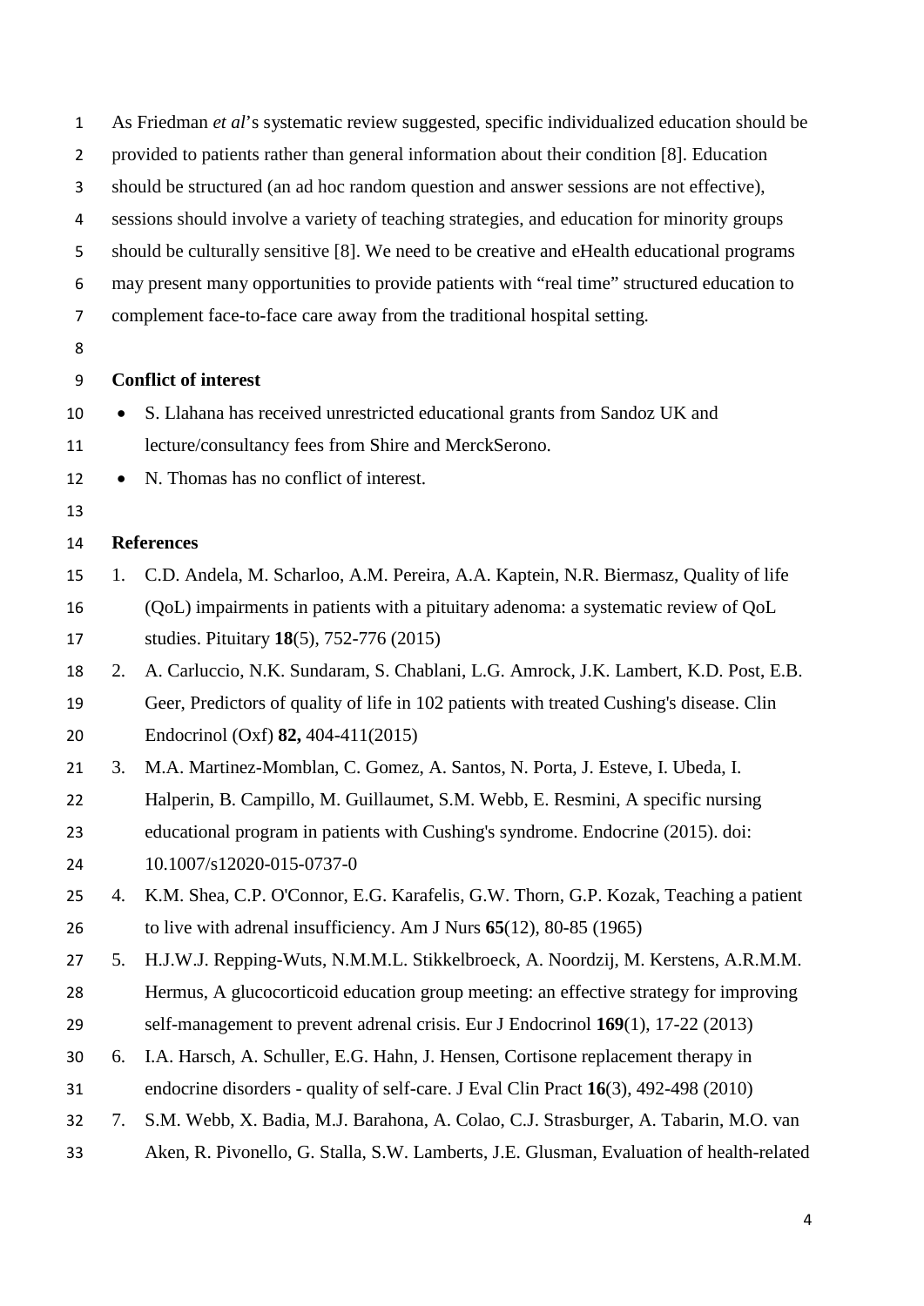As Friedman *et al*'s systematic review suggested, specific individualized education should be provided to patients rather than general information about their condition [8]. Education should be structured (an ad hoc random question and answer sessions are not effective), sessions should involve a variety of teaching strategies, and education for minority groups should be culturally sensitive [8]. We need to be creative and eHealth educational programs may present many opportunities to provide patients with "real time" structured education to complement face-to-face care away from the traditional hospital setting.

**Conflict of interest**

- S. Llahana has received unrestricted educational grants from Sandoz UK and lecture/consultancy fees from Shire and MerckSerono.
- N. Thomas has no conflict of interest.

**References**

1. C.D. Andela, M. Scharloo, A.M. Pereira, A.A. Kaptein, N.R. Biermasz, Quality of life (QoL) impairments in patients with a pituitary adenoma: a systematic review of QoL studies. Pituitary **18**(5), 752-776 (2015)
2. A. Carluccio, N.K. Sundaram, S. Chablani, L.G. Amrock, J.K. Lambert, K.D. Post, E.B. Geer, Predictors of quality of life in 102 patients with treated Cushing's disease. Clin Endocrinol (Oxf) **82,** 404-411(2015)
3. M.A. Martinez-Momblan, C. Gomez, A. Santos, N. Porta, J. Esteve, I. Ubeda, I. Halperin, B. Campillo, M. Guillaumet, S.M. Webb, E. Resmini, A specific nursing educational program in patients with Cushing's syndrome. Endocrine (2015). doi: 10.1007/s12020-015-0737-0
4. K.M. Shea, C.P. O'Connor, E.G. Karafelis, G.W. Thorn, G.P. Kozak, Teaching a patient to live with adrenal insufficiency. Am J Nurs **65**(12), 80-85 (1965)
5. H.J.W.J. Repping-Wuts, N.M.M.L. Stikkelbroeck, A. Noordzij, M. Kerstens, A.R.M.M. Hermus, A glucocorticoid education group meeting: an effective strategy for improving self-management to prevent adrenal crisis. Eur J Endocrinol **169**(1), 17-22 (2013)
6. I.A. Harsch, A. Schuller, E.G. Hahn, J. Hensen, Cortisone replacement therapy in endocrine disorders - quality of self-care. J Eval Clin Pract **16**(3), 492-498 (2010)
7. S.M. Webb, X. Badia, M.J. Barahona, A. Colao, C.J. Strasburger, A. Tabarin, M.O. van Aken, R. Pivonello, G. Stalla, S.W. Lamberts, J.E. Glusman, Evaluation of health-related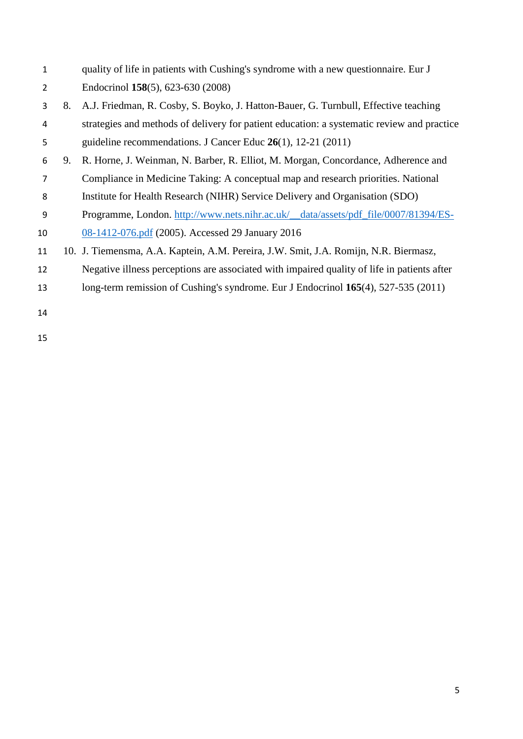quality of life in patients with Cushing's syndrome with a new questionnaire. Eur J Endocrinol **158**(5), 623-630 (2008)

8. A.J. Friedman, R. Cosby, S. Boyko, J. Hatton-Bauer, G. Turnbull, Effective teaching strategies and methods of delivery for patient education: a systematic review and practice guideline recommendations. J Cancer Educ **26**(1), 12-21 (2011)
9. R. Horne, J. Weinman, N. Barber, R. Elliot, M. Morgan, Concordance, Adherence and Compliance in Medicine Taking: A conceptual map and research priorities. National Institute for Health Research (NIHR) Service Delivery and Organisation (SDO) Programme, London. http://www.nets.nihr.ac.uk/__data/assets/pdf_file/0007/81394/ES-08-1412-076.pdf (2005). Accessed 29 January 2016
10. J. Tiemensma, A.A. Kaptein, A.M. Pereira, J.W. Smit, J.A. Romijn, N.R. Biermasz, Negative illness perceptions are associated with impaired quality of life in patients after long-term remission of Cushing's syndrome. Eur J Endocrinol **165**(4), 527-535 (2011)